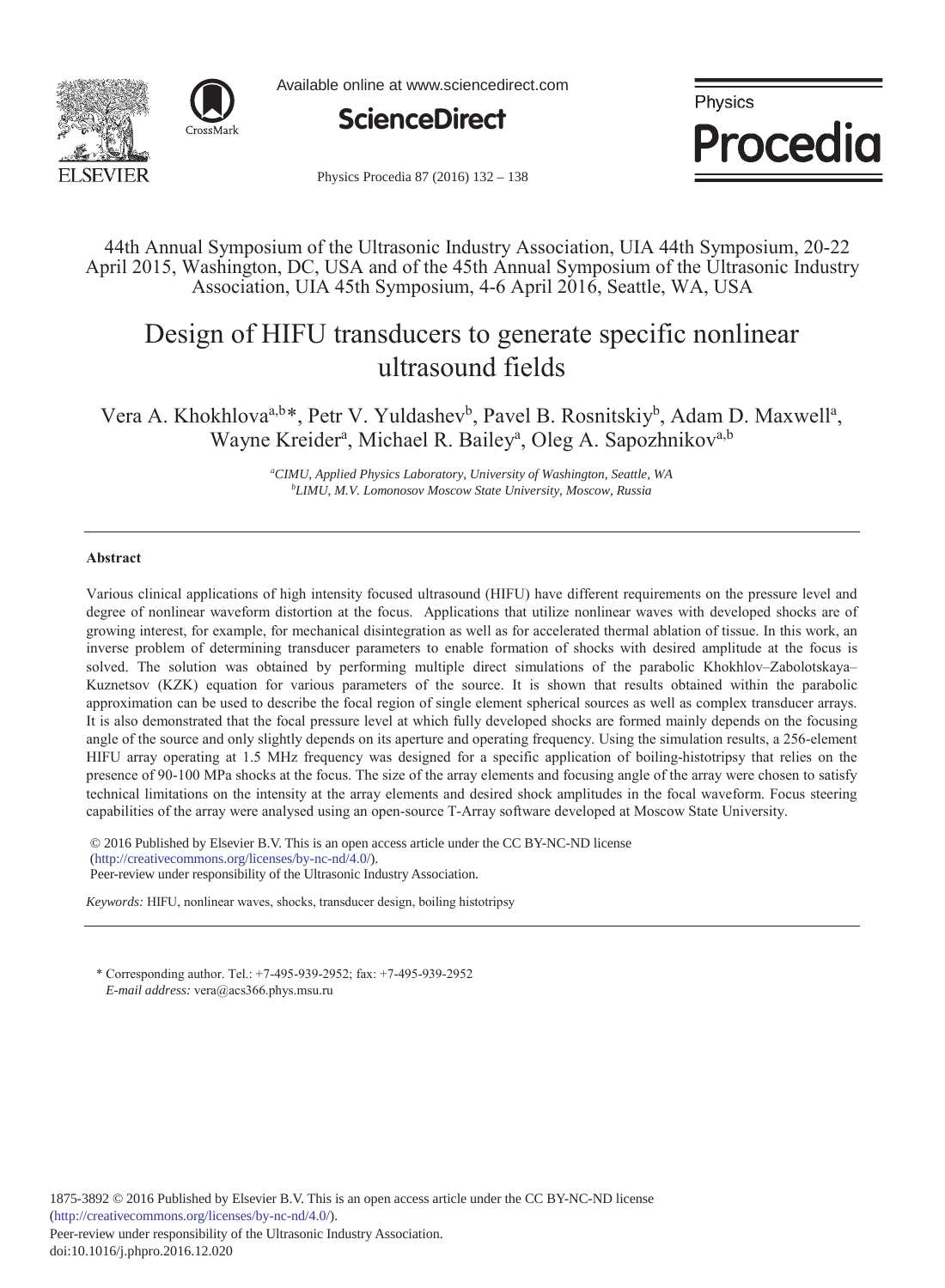44th Annual Symposium of the Ultrasonic Industry Association, UIA 44th Symposium, 20-22 April 2015, Washington, DC, USA and of the 45th Annual Symposium of the Ultrasonic Industry Association, UIA 45th Symposium, 4-6 April 2016, Seattle, WA, USA

# Design of HIFU transducers to generate specific nonlinear ultrasound fields

Vera A. Khokhlova[a,b]*, Petr V. Yuldashev[b], Pavel B. Rosnitskiy[b], Adam D. Maxwell[a], Wayne Kreider[a], Michael R. Bailey[a], Oleg A. Sapozhnikov[a,b]

[a] *CIMU, Applied Physics Laboratory, University of Washington, Seattle, WA*
[b] *LIMU, M.V. Lomonosov Moscow State University, Moscow, Russia*

---

### Abstract

Various clinical applications of high intensity focused ultrasound (HIFU) have different requirements on the pressure level and degree of nonlinear waveform distortion at the focus. Applications that utilize nonlinear waves with developed shocks are of growing interest, for example, for mechanical disintegration as well as for accelerated thermal ablation of tissue. In this work, an inverse problem of determining transducer parameters to enable formation of shocks with desired amplitude at the focus is solved. The solution was obtained by performing multiple direct simulations of the parabolic Khokhlov–Zabolotskaya–Kuznetsov (KZK) equation for various parameters of the source. It is shown that results obtained within the parabolic approximation can be used to describe the focal region of single element spherical sources as well as complex transducer arrays. It is also demonstrated that the focal pressure level at which fully developed shocks are formed mainly depends on the focusing angle of the source and only slightly depends on its aperture and operating frequency. Using the simulation results, a 256-element HIFU array operating at 1.5 MHz frequency was designed for a specific application of boiling-histotripsy that relies on the presence of 90-100 MPa shocks at the focus. The size of the array elements and focusing angle of the array were chosen to satisfy technical limitations on the intensity at the array elements and desired shock amplitudes in the focal waveform. Focus steering capabilities of the array were analysed using an open-source T-Array software developed at Moscow State University.

© 2016 Published by Elsevier B.V. This is an open access article under the CC BY-NC-ND license (http://creativecommons.org/licenses/by-nc-nd/4.0/).
Peer-review under responsibility of the Ultrasonic Industry Association.

*Keywords:* HIFU, nonlinear waves, shocks, transducer design, boiling histotripsy

---

\* Corresponding author. Tel.: +7-495-939-2952; fax: +7-495-939-2952
*E-mail address:* vera@acs366.phys.msu.ru

1875-3892 © 2016 Published by Elsevier B.V. This is an open access article under the CC BY-NC-ND license (http://creativecommons.org/licenses/by-nc-nd/4.0/).
Peer-review under responsibility of the Ultrasonic Industry Association.
doi:10.1016/j.phpro.2016.12.020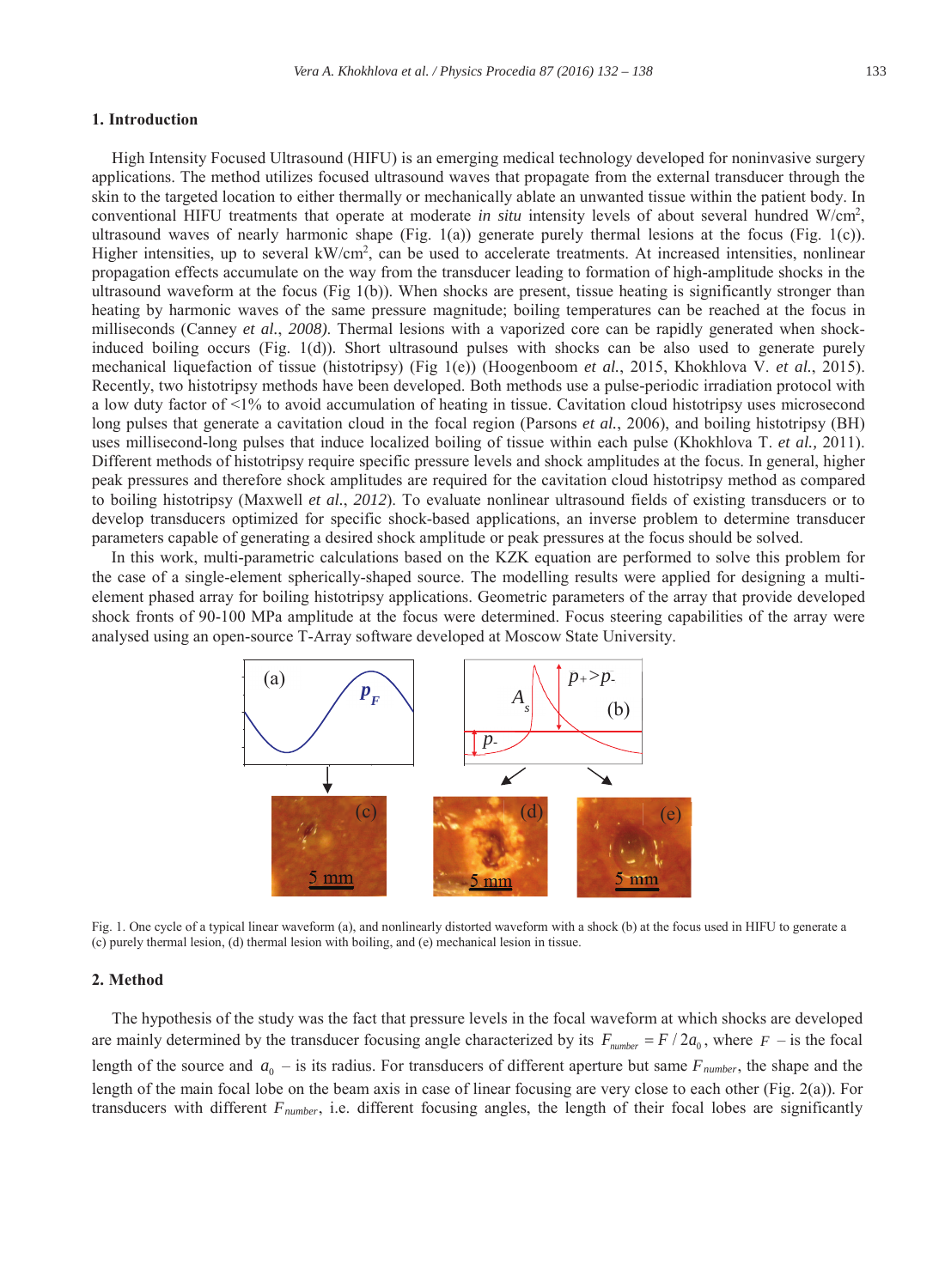## 1. Introduction

High Intensity Focused Ultrasound (HIFU) is an emerging medical technology developed for noninvasive surgery applications. The method utilizes focused ultrasound waves that propagate from the external transducer through the skin to the targeted location to either thermally or mechanically ablate an unwanted tissue within the patient body. In conventional HIFU treatments that operate at moderate *in situ* intensity levels of about several hundred W/cm$^2$, ultrasound waves of nearly harmonic shape (Fig. 1(a)) generate purely thermal lesions at the focus (Fig. 1(c)). Higher intensities, up to several kW/cm$^2$, can be used to accelerate treatments. At increased intensities, nonlinear propagation effects accumulate on the way from the transducer leading to formation of high-amplitude shocks in the ultrasound waveform at the focus (Fig 1(b)). When shocks are present, tissue heating is significantly stronger than heating by harmonic waves of the same pressure magnitude; boiling temperatures can be reached at the focus in milliseconds (Canney *et al.*, *2008)*. Thermal lesions with a vaporized core can be rapidly generated when shock-induced boiling occurs (Fig. 1(d)). Short ultrasound pulses with shocks can be also used to generate purely mechanical liquefaction of tissue (histotripsy) (Fig 1(e)) (Hoogenboom *et al.*, 2015, Khokhlova V. *et al.*, 2015). Recently, two histotripsy methods have been developed. Both methods use a pulse-periodic irradiation protocol with a low duty factor of <1% to avoid accumulation of heating in tissue. Cavitation cloud histotripsy uses microsecond long pulses that generate a cavitation cloud in the focal region (Parsons *et al.*, 2006), and boiling histotripsy (BH) uses millisecond-long pulses that induce localized boiling of tissue within each pulse (Khokhlova T. *et al.,* 2011). Different methods of histotripsy require specific pressure levels and shock amplitudes at the focus. In general, higher peak pressures and therefore shock amplitudes are required for the cavitation cloud histotripsy method as compared to boiling histotripsy (Maxwell *et al.*, *2012*). To evaluate nonlinear ultrasound fields of existing transducers or to develop transducers optimized for specific shock-based applications, an inverse problem to determine transducer parameters capable of generating a desired shock amplitude or peak pressures at the focus should be solved.

In this work, multi-parametric calculations based on the KZK equation are performed to solve this problem for the case of a single-element spherically-shaped source. The modelling results were applied for designing a multi-element phased array for boiling histotripsy applications. Geometric parameters of the array that provide developed shock fronts of 90-100 MPa amplitude at the focus were determined. Focus steering capabilities of the array were analysed using an open-source T-Array software developed at Moscow State University.

Fig. 1. One cycle of a typical linear waveform (a), and nonlinearly distorted waveform with a shock (b) at the focus used in HIFU to generate a (c) purely thermal lesion, (d) thermal lesion with boiling, and (e) mechanical lesion in tissue.

## 2. Method

The hypothesis of the study was the fact that pressure levels in the focal waveform at which shocks are developed are mainly determined by the transducer focusing angle characterized by its $F_{number} = F / 2a_0$, where $F$ – is the focal length of the source and $a_0$ – is its radius. For transducers of different aperture but same $F_{number}$, the shape and the length of the main focal lobe on the beam axis in case of linear focusing are very close to each other (Fig. 2(a)). For transducers with different $F_{number}$, i.e. different focusing angles, the length of their focal lobes are significantly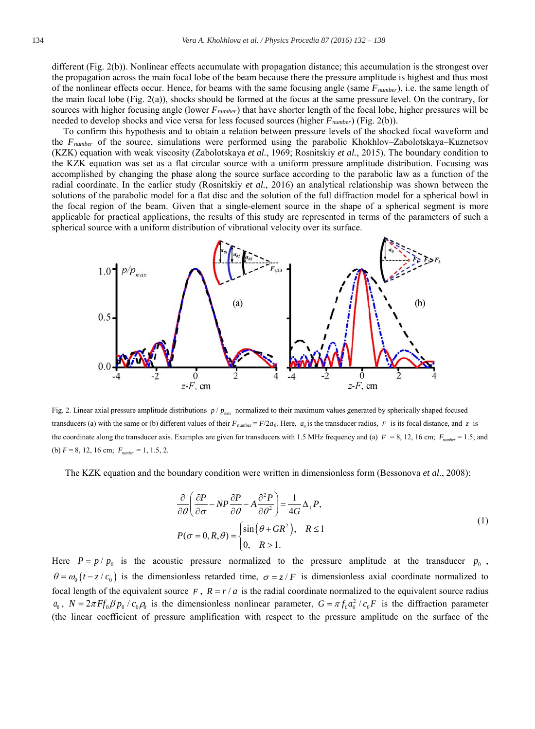different (Fig. 2(b)). Nonlinear effects accumulate with propagation distance; this accumulation is the strongest over the propagation across the main focal lobe of the beam because there the pressure amplitude is highest and thus most of the nonlinear effects occur. Hence, for beams with the same focusing angle (same $F_{number}$), i.e. the same length of the main focal lobe (Fig. 2(a)), shocks should be formed at the focus at the same pressure level. On the contrary, for sources with higher focusing angle (lower $F_{number}$) that have shorter length of the focal lobe, higher pressures will be needed to develop shocks and vice versa for less focused sources (higher $F_{number}$) (Fig. 2(b)).

To confirm this hypothesis and to obtain a relation between pressure levels of the shocked focal waveform and the $F_{number}$ of the source, simulations were performed using the parabolic Khokhlov–Zabolotskaya–Kuznetsov (KZK) equation with weak viscosity (Zabolotskaya *et al.*, 1969; Rosnitskiy *et al.*, 2015). The boundary condition to the KZK equation was set as a flat circular source with a uniform pressure amplitude distribution. Focusing was accomplished by changing the phase along the source surface according to the parabolic law as a function of the radial coordinate. In the earlier study (Rosnitskiy *et al.*, 2016) an analytical relationship was shown between the solutions of the parabolic model for a flat disc and the solution of the full diffraction model for a spherical bowl in the focal region of the beam. Given that a single-element source in the shape of a spherical segment is more applicable for practical applications, the results of this study are represented in terms of the parameters of such a spherical source with a uniform distribution of vibrational velocity over its surface.

Fig. 2. Linear axial pressure amplitude distributions $p/p_{max}$ normalized to their maximum values generated by spherically shaped focused transducers (a) with the same or (b) different values of their $F_{\text{number}} = F/2a_0$. Here, $a_0$ is the transducer radius, $F$ is its focal distance, and $z$ is the coordinate along the transducer axis. Examples are given for transducers with 1.5 MHz frequency and (a) $F$ = 8, 12, 16 cm; $F_{number}$ = 1.5; and (b) $F$ = 8, 12, 16 cm; $F_{number}$ = 1, 1.5, 2.

The KZK equation and the boundary condition were written in dimensionless form (Bessonova *et al*., 2008):

$$\frac{\partial}{\partial\theta}\left(\frac{\partial P}{\partial\sigma} - NP\frac{\partial P}{\partial\theta} - A\frac{\partial^2 P}{\partial\theta^2}\right) = \frac{1}{4G}\Delta_\perp P,$$
$$P(\sigma=0,R,\theta) = \begin{cases}\sin\left(\theta + GR^2\right), & R \le 1\\ 0, & R > 1.\end{cases} \tag{1}$$

Here $P = p/p_0$ is the acoustic pressure normalized to the pressure amplitude at the transducer $p_0$, $\theta = \omega_0\left(t - z/c_0\right)$ is the dimensionless retarded time, $\sigma = z/F$ is dimensionless axial coordinate normalized to focal length of the equivalent source $F$, $R = r/a$ is the radial coordinate normalized to the equivalent source radius $a_0$, $N = 2\pi F f_0 \beta p_0 / c_0\rho_0$ is the dimensionless nonlinear parameter, $G = \pi f_0 a_0^2 / c_0 F$ is the diffraction parameter (the linear coefficient of pressure amplification with respect to the pressure amplitude on the surface of the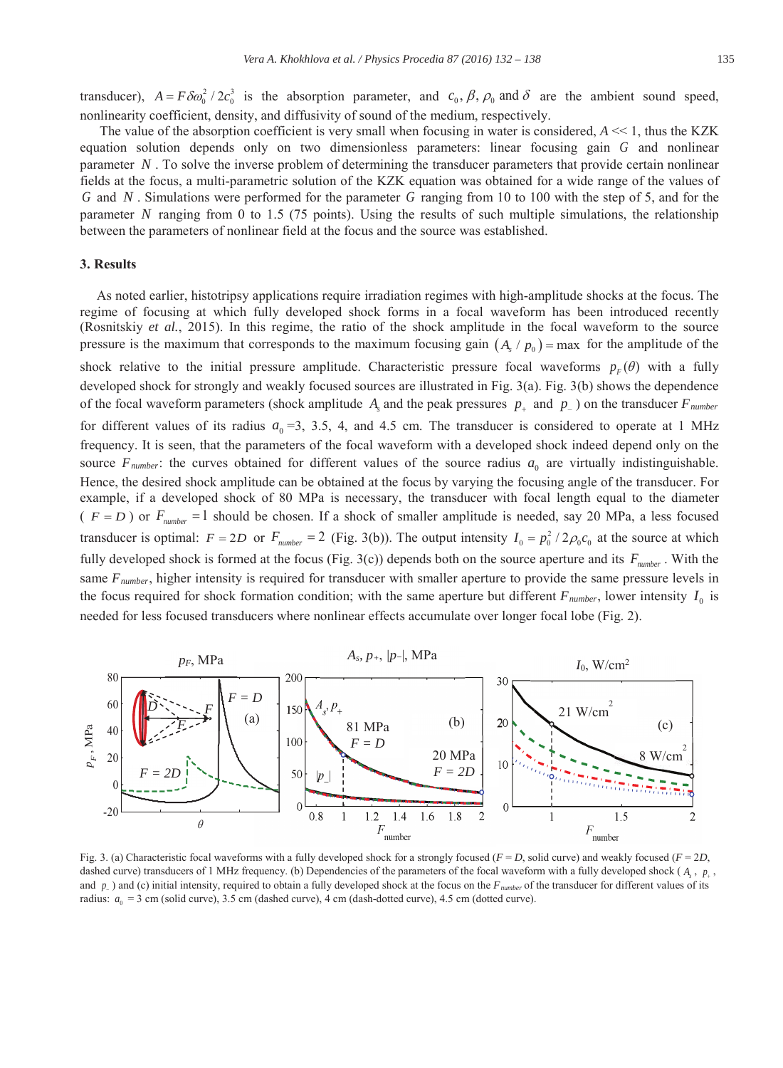transducer), $A = F\delta\omega_0^2 / 2c_0^3$ is the absorption parameter, and $c_0, \beta, \rho_0$ and $\delta$ are the ambient sound speed, nonlinearity coefficient, density, and diffusivity of sound of the medium, respectively.

The value of the absorption coefficient is very small when focusing in water is considered, $A << 1$, thus the KZK equation solution depends only on two dimensionless parameters: linear focusing gain $G$ and nonlinear parameter $N$. To solve the inverse problem of determining the transducer parameters that provide certain nonlinear fields at the focus, a multi-parametric solution of the KZK equation was obtained for a wide range of the values of $G$ and $N$. Simulations were performed for the parameter $G$ ranging from 10 to 100 with the step of 5, and for the parameter $N$ ranging from 0 to 1.5 (75 points). Using the results of such multiple simulations, the relationship between the parameters of nonlinear field at the focus and the source was established.

## 3. Results

As noted earlier, histotripsy applications require irradiation regimes with high-amplitude shocks at the focus. The regime of focusing at which fully developed shock forms in a focal waveform has been introduced recently (Rosnitskiy *et al.*, 2015). In this regime, the ratio of the shock amplitude in the focal waveform to the source pressure is the maximum that corresponds to the maximum focusing gain $(A_s / p_0) = \max$ for the amplitude of the shock relative to the initial pressure amplitude. Characteristic pressure focal waveforms $p_F(\theta)$ with a fully developed shock for strongly and weakly focused sources are illustrated in Fig. 3(a). Fig. 3(b) shows the dependence of the focal waveform parameters (shock amplitude $A_s$ and the peak pressures $p_+$ and $p_-$) on the transducer $F_{number}$ for different values of its radius $a_0$ =3, 3.5, 4, and 4.5 cm. The transducer is considered to operate at 1 MHz frequency. It is seen, that the parameters of the focal waveform with a developed shock indeed depend only on the source $F_{number}$: the curves obtained for different values of the source radius $a_0$ are virtually indistinguishable. Hence, the desired shock amplitude can be obtained at the focus by varying the focusing angle of the transducer. For example, if a developed shock of 80 MPa is necessary, the transducer with focal length equal to the diameter ($F = D$) or $F_{number} = 1$ should be chosen. If a shock of smaller amplitude is needed, say 20 MPa, a less focused transducer is optimal: $F = 2D$ or $F_{number} = 2$ (Fig. 3(b)). The output intensity $I_0 = p_0^2 / 2\rho_0 c_0$ at the source at which fully developed shock is formed at the focus (Fig. 3(c)) depends both on the source aperture and its $F_{number}$. With the same $F_{number}$, higher intensity is required for transducer with smaller aperture to provide the same pressure levels in the focus required for shock formation condition; with the same aperture but different $F_{number}$, lower intensity $I_0$ is needed for less focused transducers where nonlinear effects accumulate over longer focal lobe (Fig. 2).

Fig. 3. (a) Characteristic focal waveforms with a fully developed shock for a strongly focused ($F = D$, solid curve) and weakly focused ($F = 2D$, dashed curve) transducers of 1 MHz frequency. (b) Dependencies of the parameters of the focal waveform with a fully developed shock ($A_s$, $p_+$, and $p_-$) and (c) initial intensity, required to obtain a fully developed shock at the focus on the $F_{number}$ of the transducer for different values of its radius: $a_0$ = 3 cm (solid curve), 3.5 cm (dashed curve), 4 cm (dash-dotted curve), 4.5 cm (dotted curve).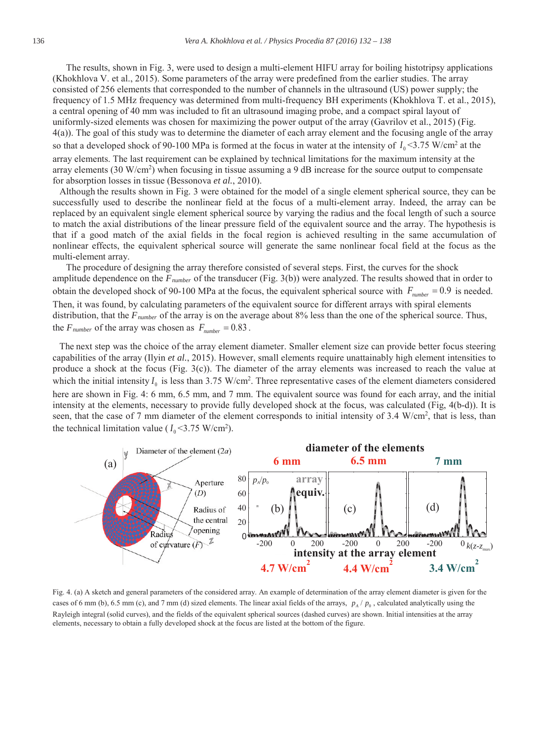The results, shown in Fig. 3, were used to design a multi-element HIFU array for boiling histotripsy applications (Khokhlova V. et al., 2015). Some parameters of the array were predefined from the earlier studies. The array consisted of 256 elements that corresponded to the number of channels in the ultrasound (US) power supply; the frequency of 1.5 MHz frequency was determined from multi-frequency BH experiments (Khokhlova T. et al., 2015), a central opening of 40 mm was included to fit an ultrasound imaging probe, and a compact spiral layout of uniformly-sized elements was chosen for maximizing the power output of the array (Gavrilov et al., 2015) (Fig. 4(a)). The goal of this study was to determine the diameter of each array element and the focusing angle of the array so that a developed shock of 90-100 MPa is formed at the focus in water at the intensity of $I_0$ <3.75 W/cm$^2$ at the array elements. The last requirement can be explained by technical limitations for the maximum intensity at the array elements (30 W/cm$^2$) when focusing in tissue assuming a 9 dB increase for the source output to compensate for absorption losses in tissue (Bessonova *et al.*, 2010).

Although the results shown in Fig. 3 were obtained for the model of a single element spherical source, they can be successfully used to describe the nonlinear field at the focus of a multi-element array. Indeed, the array can be replaced by an equivalent single element spherical source by varying the radius and the focal length of such a source to match the axial distributions of the linear pressure field of the equivalent source and the array. The hypothesis is that if a good match of the axial fields in the focal region is achieved resulting in the same accumulation of nonlinear effects, the equivalent spherical source will generate the same nonlinear focal field at the focus as the multi-element array.

The procedure of designing the array therefore consisted of several steps. First, the curves for the shock amplitude dependence on the $F_{number}$ of the transducer (Fig. 3(b)) were analyzed. The results showed that in order to obtain the developed shock of 90-100 MPa at the focus, the equivalent spherical source with $F_{number} = 0.9$ is needed. Then, it was found, by calculating parameters of the equivalent source for different arrays with spiral elements distribution, that the $F_{number}$ of the array is on the average about 8% less than the one of the spherical source. Thus, the $F_{number}$ of the array was chosen as $F_{number} = 0.83$.

The next step was the choice of the array element diameter. Smaller element size can provide better focus steering capabilities of the array (Ilyin *et al.*, 2015). However, small elements require unattainably high element intensities to produce a shock at the focus (Fig. 3(c)). The diameter of the array elements was increased to reach the value at which the initial intensity $I_0$ is less than 3.75 W/cm$^2$. Three representative cases of the element diameters considered here are shown in Fig. 4: 6 mm, 6.5 mm, and 7 mm. The equivalent source was found for each array, and the initial intensity at the elements, necessary to provide fully developed shock at the focus, was calculated (Fig, 4(b-d)). It is seen, that the case of 7 mm diameter of the element corresponds to initial intensity of 3.4 W/cm$^2$, that is less, than the technical limitation value ($I_0$ <3.75 W/cm$^2$).

Fig. 4. (a) A sketch and general parameters of the considered array. An example of determination of the array element diameter is given for the cases of 6 mm (b), 6.5 mm (c), and 7 mm (d) sized elements. The linear axial fields of the arrays, $p_A / p_0$, calculated analytically using the Rayleigh integral (solid curves), and the fields of the equivalent spherical sources (dashed curves) are shown. Initial intensities at the array elements, necessary to obtain a fully developed shock at the focus are listed at the bottom of the figure.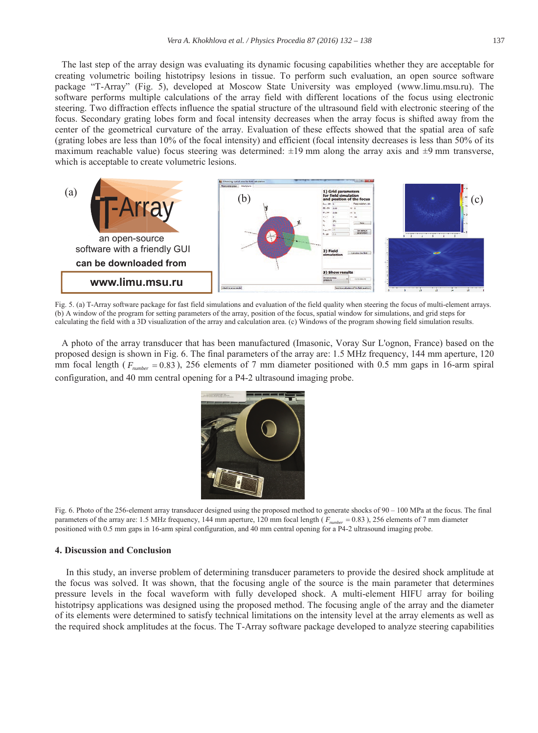The last step of the array design was evaluating its dynamic focusing capabilities whether they are acceptable for creating volumetric boiling histotripsy lesions in tissue. To perform such evaluation, an open source software package "T-Array" (Fig. 5), developed at Moscow State University was employed (www.limu.msu.ru). The software performs multiple calculations of the array field with different locations of the focus using electronic steering. Two diffraction effects influence the spatial structure of the ultrasound field with electronic steering of the focus. Secondary grating lobes form and focal intensity decreases when the array focus is shifted away from the center of the geometrical curvature of the array. Evaluation of these effects showed that the spatial area of safe (grating lobes are less than 10% of the focal intensity) and efficient (focal intensity decreases is less than 50% of its maximum reachable value) focus steering was determined: ±19 mm along the array axis and ±9 mm transverse, which is acceptable to create volumetric lesions.

Fig. 5. (a) T-Array software package for fast field simulations and evaluation of the field quality when steering the focus of multi-element arrays. (b) A window of the program for setting parameters of the array, position of the focus, spatial window for simulations, and grid steps for calculating the field with a 3D visualization of the array and calculation area. (c) Windows of the program showing field simulation results.

A photo of the array transducer that has been manufactured (Imasonic, Voray Sur L'ognon, France) based on the proposed design is shown in Fig. 6. The final parameters of the array are: 1.5 MHz frequency, 144 mm aperture, 120 mm focal length ($F_{number} = 0.83$), 256 elements of 7 mm diameter positioned with 0.5 mm gaps in 16-arm spiral configuration, and 40 mm central opening for a P4-2 ultrasound imaging probe.

Fig. 6. Photo of the 256-element array transducer designed using the proposed method to generate shocks of 90 – 100 MPa at the focus. The final parameters of the array are: 1.5 MHz frequency, 144 mm aperture, 120 mm focal length ($F_{number} = 0.83$), 256 elements of 7 mm diameter positioned with 0.5 mm gaps in 16-arm spiral configuration, and 40 mm central opening for a P4-2 ultrasound imaging probe.

## 4. Discussion and Conclusion

In this study, an inverse problem of determining transducer parameters to provide the desired shock amplitude at the focus was solved. It was shown, that the focusing angle of the source is the main parameter that determines pressure levels in the focal waveform with fully developed shock. A multi-element HIFU array for boiling histotripsy applications was designed using the proposed method. The focusing angle of the array and the diameter of its elements were determined to satisfy technical limitations on the intensity level at the array elements as well as the required shock amplitudes at the focus. The T-Array software package developed to analyze steering capabilities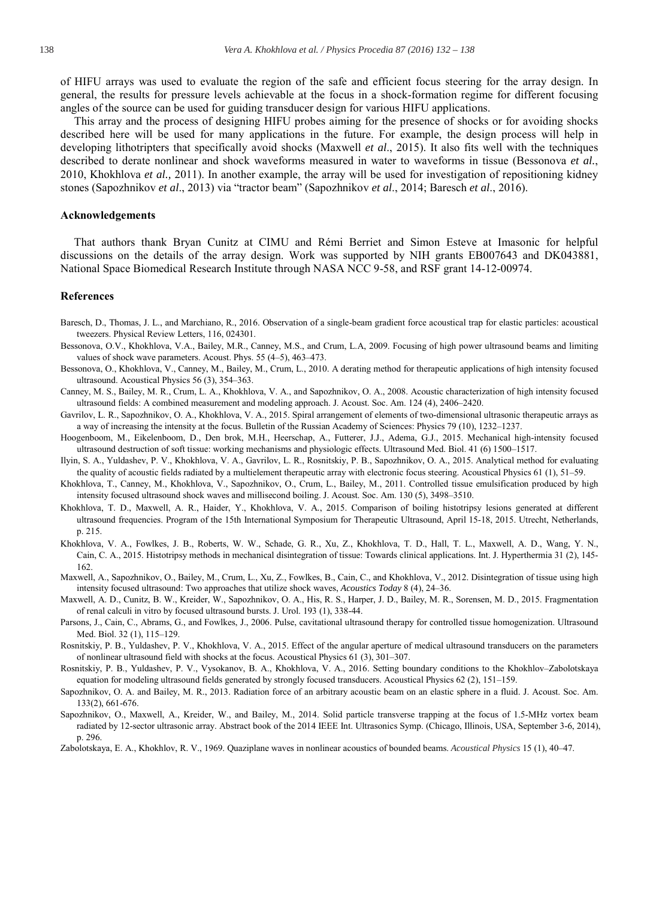of HIFU arrays was used to evaluate the region of the safe and efficient focus steering for the array design. In general, the results for pressure levels achievable at the focus in a shock-formation regime for different focusing angles of the source can be used for guiding transducer design for various HIFU applications.

This array and the process of designing HIFU probes aiming for the presence of shocks or for avoiding shocks described here will be used for many applications in the future. For example, the design process will help in developing lithotripters that specifically avoid shocks (Maxwell *et al*., 2015). It also fits well with the techniques described to derate nonlinear and shock waveforms measured in water to waveforms in tissue (Bessonova *et al.*, 2010, Khokhlova *et al.,* 2011). In another example, the array will be used for investigation of repositioning kidney stones (Sapozhnikov *et al*., 2013) via "tractor beam" (Sapozhnikov *et al*., 2014; Baresch *et al*., 2016).

## Acknowledgements

That authors thank Bryan Cunitz at CIMU and Rémi Berriet and Simon Esteve at Imasonic for helpful discussions on the details of the array design. Work was supported by NIH grants EB007643 and DK043881, National Space Biomedical Research Institute through NASA NCC 9-58, and RSF grant 14-12-00974.

## References

Baresch, D., Thomas, J. L., and Marchiano, R., 2016. Observation of a single-beam gradient force acoustical trap for elastic particles: acoustical tweezers. Physical Review Letters, 116, 024301.

Bessonova, O.V., Khokhlova, V.A., Bailey, M.R., Canney, M.S., and Crum, L.A, 2009. Focusing of high power ultrasound beams and limiting values of shock wave parameters. Acoust. Phys. 55 (4–5), 463–473.

Bessonova, O., Khokhlova, V., Canney, M., Bailey, M., Crum, L., 2010. A derating method for therapeutic applications of high intensity focused ultrasound. Acoustical Physics 56 (3), 354–363.

Canney, M. S., Bailey, M. R., Crum, L. A., Khokhlova, V. A., and Sapozhnikov, O. A., 2008. Acoustic characterization of high intensity focused ultrasound fields: A combined measurement and modeling approach. J. Acoust. Soc. Am. 124 (4), 2406–2420.

Gavrilov, L. R., Sapozhnikov, O. A., Khokhlova, V. A., 2015. Spiral arrangement of elements of two-dimensional ultrasonic therapeutic arrays as a way of increasing the intensity at the focus. Bulletin of the Russian Academy of Sciences: Physics 79 (10), 1232–1237.

Hoogenboom, M., Eikelenboom, D., Den brok, M.H., Heerschap, A., Futterer, J.J., Adema, G.J., 2015. Mechanical high-intensity focused ultrasound destruction of soft tissue: working mechanisms and physiologic effects. Ultrasound Med. Biol. 41 (6) 1500–1517.

Ilyin, S. A., Yuldashev, P. V., Khokhlova, V. A., Gavrilov, L. R., Rosnitskiy, P. B., Sapozhnikov, O. A., 2015. Analytical method for evaluating the quality of acoustic fields radiated by a multielement therapeutic array with electronic focus steering. Acoustical Physics 61 (1), 51–59.

Khokhlova, T., Canney, M., Khokhlova, V., Sapozhnikov, O., Crum, L., Bailey, M., 2011. Controlled tissue emulsification produced by high intensity focused ultrasound shock waves and millisecond boiling. J. Acoust. Soc. Am. 130 (5), 3498–3510.

Khokhlova, T. D., Maxwell, A. R., Haider, Y., Khokhlova, V. A., 2015. Comparison of boiling histotripsy lesions generated at different ultrasound frequencies. Program of the 15th International Symposium for Therapeutic Ultrasound, April 15-18, 2015. Utrecht, Netherlands, p. 215.

Khokhlova, V. A., Fowlkes, J. B., Roberts, W. W., Schade, G. R., Xu, Z., Khokhlova, T. D., Hall, T. L., Maxwell, A. D., Wang, Y. N., Cain, C. A., 2015. Histotripsy methods in mechanical disintegration of tissue: Towards clinical applications. Int. J. Hyperthermia 31 (2), 145-162.

Maxwell, A., Sapozhnikov, O., Bailey, M., Crum, L., Xu, Z., Fowlkes, B., Cain, C., and Khokhlova, V., 2012. Disintegration of tissue using high intensity focused ultrasound: Two approaches that utilize shock waves, *Acoustics Today* 8 (4), 24–36.

Maxwell, A. D., Cunitz, B. W., Kreider, W., Sapozhnikov, O. A., His, R. S., Harper, J. D., Bailey, M. R., Sorensen, M. D., 2015. Fragmentation of renal calculi in vitro by focused ultrasound bursts. J. Urol. 193 (1), 338-44.

Parsons, J., Cain, C., Abrams, G., and Fowlkes, J., 2006. Pulse, cavitational ultrasound therapy for controlled tissue homogenization. Ultrasound Med. Biol. 32 (1), 115–129.

Rosnitskiy, P. B., Yuldashev, P. V., Khokhlova, V. A., 2015. Effect of the angular aperture of medical ultrasound transducers on the parameters of nonlinear ultrasound field with shocks at the focus. Acoustical Physics 61 (3), 301–307.

Rosnitskiy, P. B., Yuldashev, P. V., Vysokanov, B. A., Khokhlova, V. A., 2016. Setting boundary conditions to the Khokhlov–Zabolotskaya equation for modeling ultrasound fields generated by strongly focused transducers. Acoustical Physics 62 (2), 151–159.

Sapozhnikov, O. A. and Bailey, M. R., 2013. Radiation force of an arbitrary acoustic beam on an elastic sphere in a fluid. J. Acoust. Soc. Am. 133(2), 661-676.

Sapozhnikov, O., Maxwell, A., Kreider, W., and Bailey, M., 2014. Solid particle transverse trapping at the focus of 1.5-MHz vortex beam radiated by 12-sector ultrasonic array. Abstract book of the 2014 IEEE Int. Ultrasonics Symp. (Chicago, Illinois, USA, September 3-6, 2014), p. 296.

Zabolotskaya, E. A., Khokhlov, R. V., 1969. Quaziplane waves in nonlinear acoustics of bounded beams. *Acoustical Physics* 15 (1), 40–47.